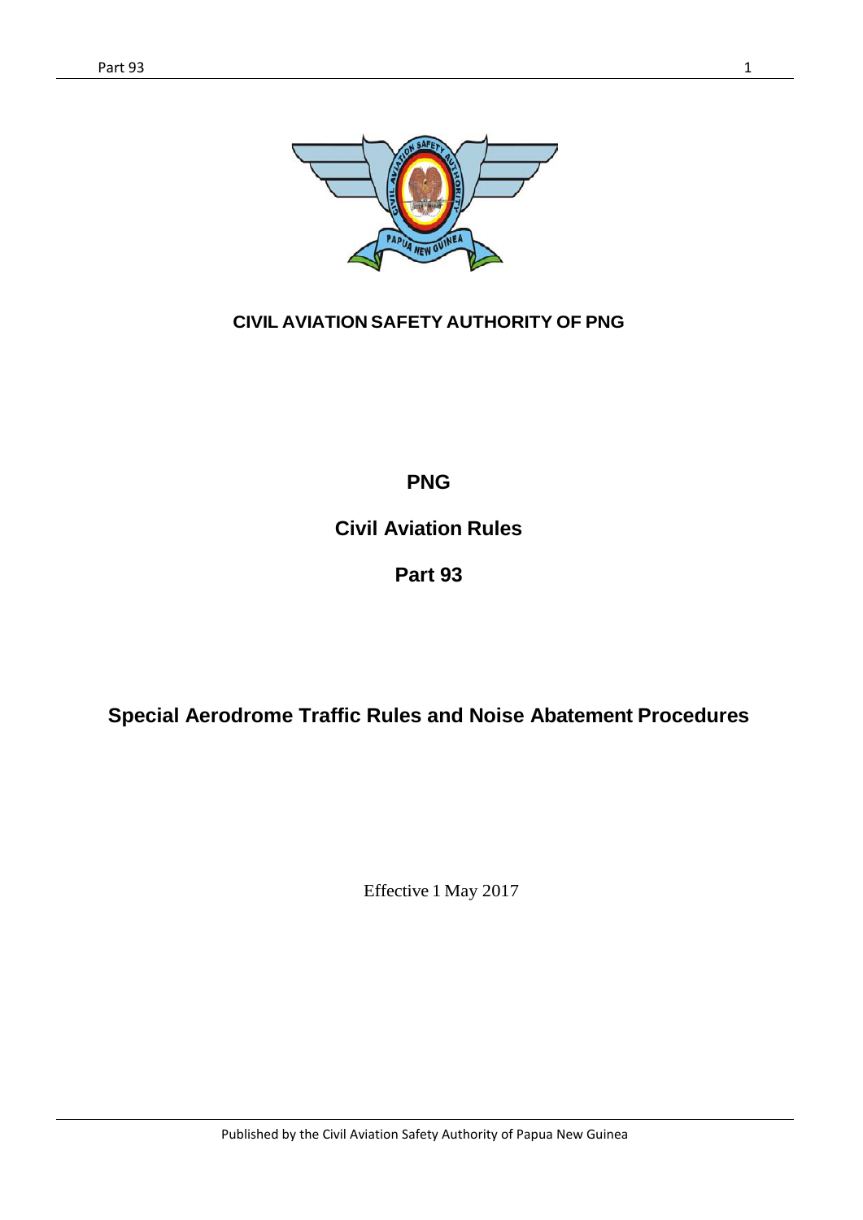**CIVIL AVIATION SAFETY AUTHORITY OF PNG**

# PNG

# Civil Aviation Rules

# Part 93

## Special Aerodrome Traffic Rules and Noise Abatement Procedures

Effective 1 May 2017

Published by the Civil Aviation Safety Authority of Papua New Guinea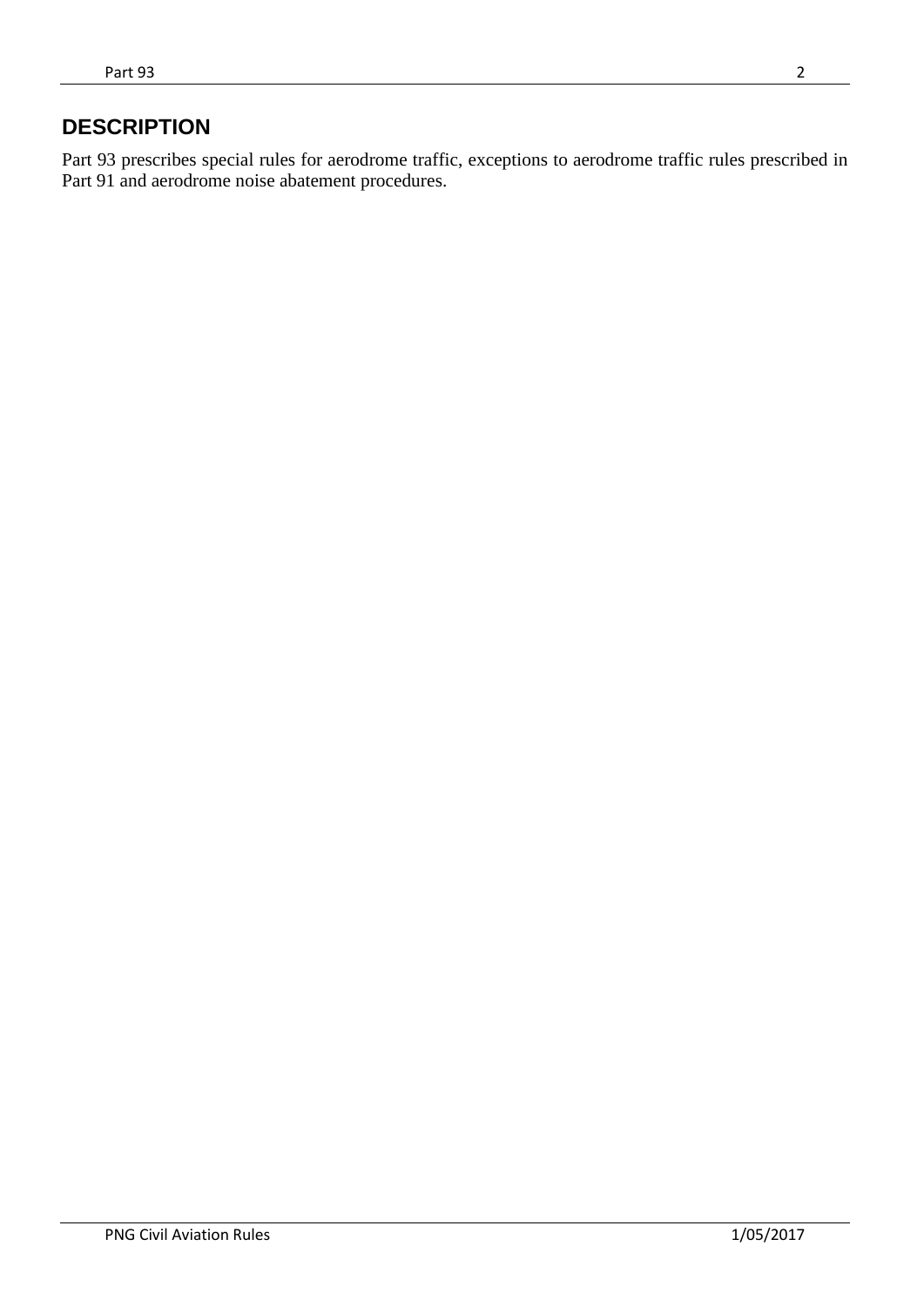## DESCRIPTION

Part 93 prescribes special rules for aerodrome traffic, exceptions to aerodrome traffic rules prescribed in Part 91 and aerodrome noise abatement procedures.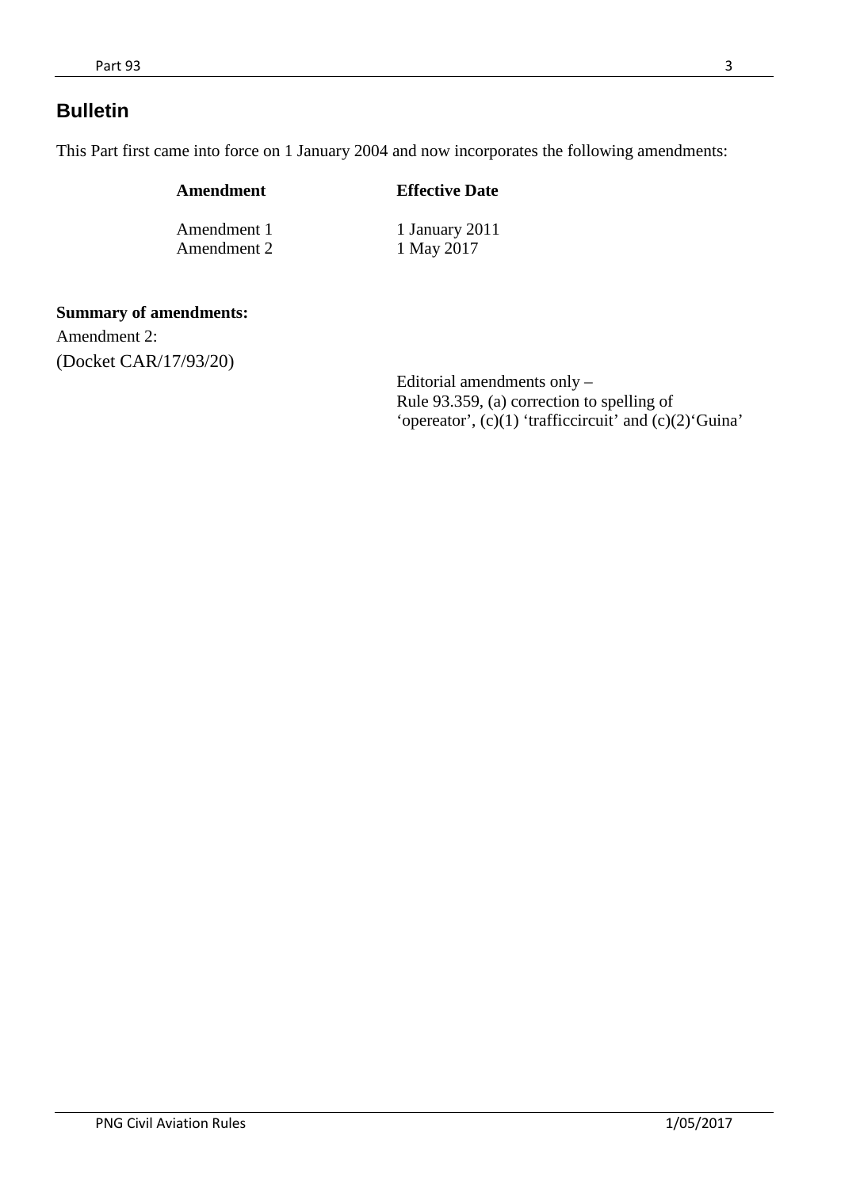## Bulletin

This Part first came into force on 1 January 2004 and now incorporates the following amendments:

| Amendment | Effective Date |
|---|---|
| Amendment 1 | 1 January 2011 |
| Amendment 2 | 1 May 2017 |

**Summary of amendments:**

Amendment 2:

(Docket CAR/17/93/20)

Editorial amendments only –
Rule 93.359, (a) correction to spelling of 'opereator', (c)(1) 'trafficcircuit' and (c)(2)'Guina'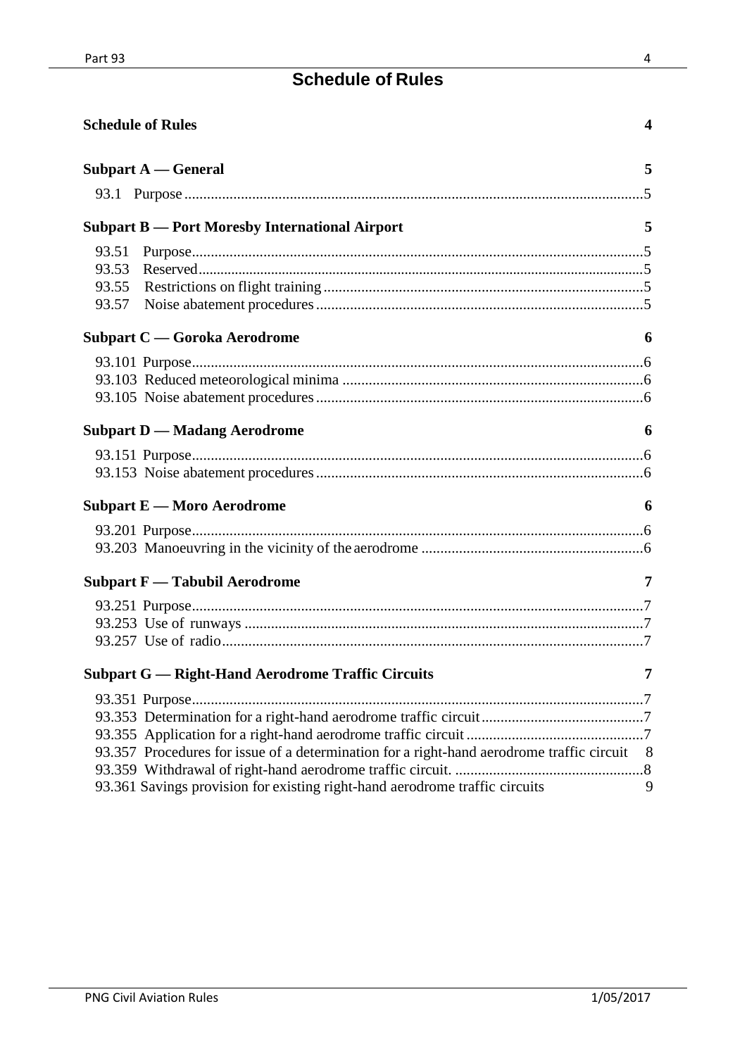# Schedule of Rules

**Schedule of Rules** 4

**Subpart A — General** 5

93.1 Purpose ... 5

**Subpart B — Port Moresby International Airport** 5

93.51 Purpose ... 5
93.53 Reserved ... 5
93.55 Restrictions on flight training ... 5
93.57 Noise abatement procedures ... 5

**Subpart C — Goroka Aerodrome** 6

93.101 Purpose ... 6
93.103 Reduced meteorological minima ... 6
93.105 Noise abatement procedures ... 6

**Subpart D — Madang Aerodrome** 6

93.151 Purpose ... 6
93.153 Noise abatement procedures ... 6

**Subpart E — Moro Aerodrome** 6

93.201 Purpose ... 6
93.203 Manoeuvring in the vicinity of the aerodrome ... 6

**Subpart F — Tabubil Aerodrome** 7

93.251 Purpose ... 7
93.253 Use of runways ... 7
93.257 Use of radio ... 7

**Subpart G — Right-Hand Aerodrome Traffic Circuits** 7

93.351 Purpose ... 7
93.353 Determination for a right-hand aerodrome traffic circuit ... 7
93.355 Application for a right-hand aerodrome traffic circuit ... 7
93.357 Procedures for issue of a determination for a right-hand aerodrome traffic circuit 8
93.359 Withdrawal of right-hand aerodrome traffic circuit. ... 8
93.361 Savings provision for existing right-hand aerodrome traffic circuits 9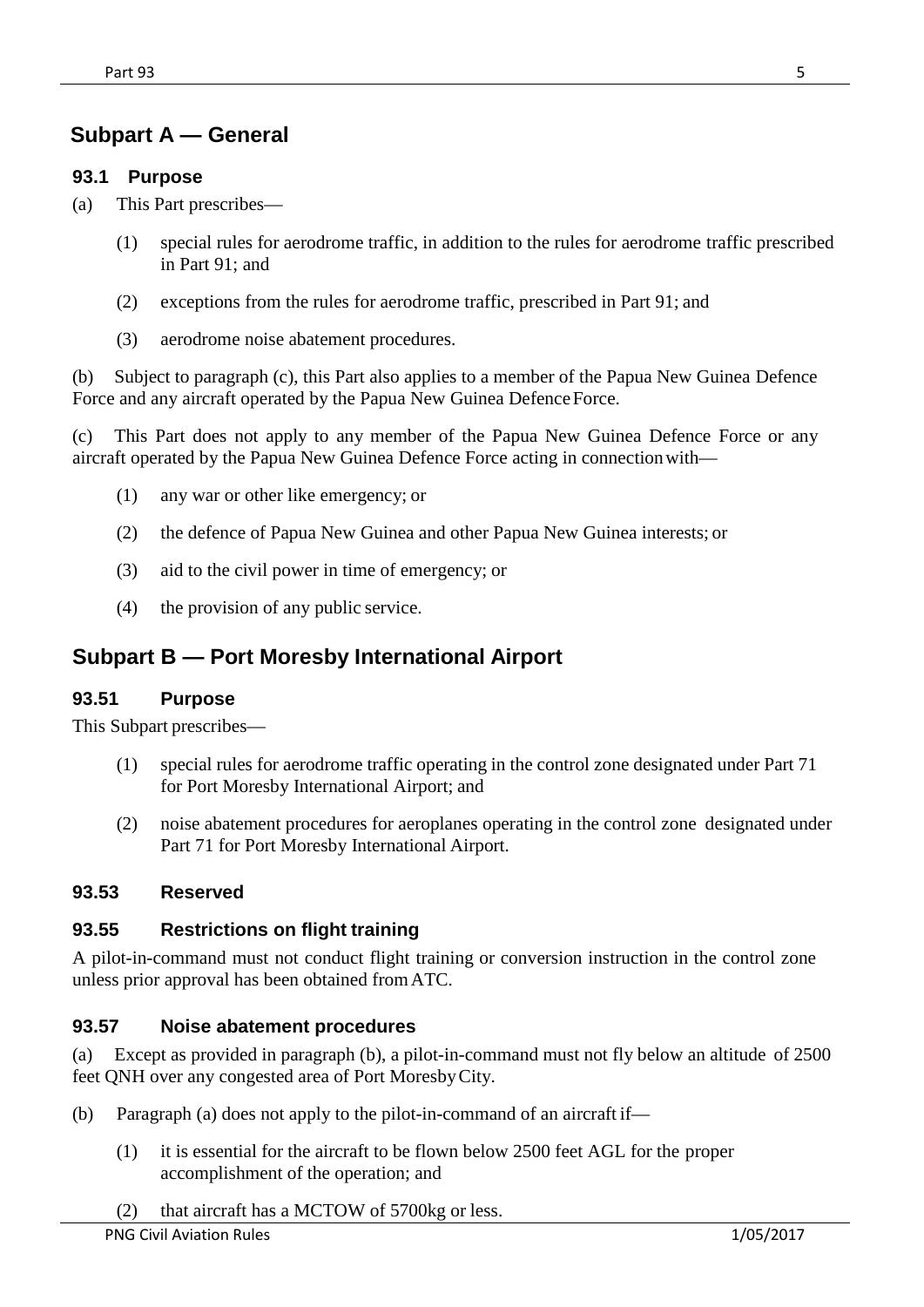## Subpart A — General

### 93.1 Purpose

(a) This Part prescribes—

(1) special rules for aerodrome traffic, in addition to the rules for aerodrome traffic prescribed in Part 91; and

(2) exceptions from the rules for aerodrome traffic, prescribed in Part 91; and

(3) aerodrome noise abatement procedures.

(b) Subject to paragraph (c), this Part also applies to a member of the Papua New Guinea Defence Force and any aircraft operated by the Papua New Guinea Defence Force.

(c) This Part does not apply to any member of the Papua New Guinea Defence Force or any aircraft operated by the Papua New Guinea Defence Force acting in connection with—

(1) any war or other like emergency; or

(2) the defence of Papua New Guinea and other Papua New Guinea interests; or

(3) aid to the civil power in time of emergency; or

(4) the provision of any public service.

## Subpart B — Port Moresby International Airport

### 93.51 Purpose

This Subpart prescribes—

(1) special rules for aerodrome traffic operating in the control zone designated under Part 71 for Port Moresby International Airport; and

(2) noise abatement procedures for aeroplanes operating in the control zone designated under Part 71 for Port Moresby International Airport.

### 93.53 Reserved

### 93.55 Restrictions on flight training

A pilot-in-command must not conduct flight training or conversion instruction in the control zone unless prior approval has been obtained from ATC.

### 93.57 Noise abatement procedures

(a) Except as provided in paragraph (b), a pilot-in-command must not fly below an altitude of 2500 feet QNH over any congested area of Port Moresby City.

(b) Paragraph (a) does not apply to the pilot-in-command of an aircraft if—

(1) it is essential for the aircraft to be flown below 2500 feet AGL for the proper accomplishment of the operation; and

(2) that aircraft has a MCTOW of 5700kg or less.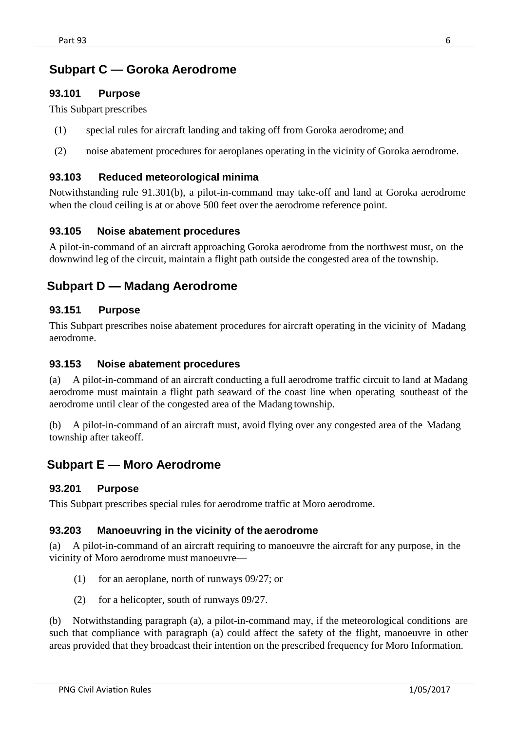## Subpart C — Goroka Aerodrome

### 93.101 Purpose

This Subpart prescribes

(1) special rules for aircraft landing and taking off from Goroka aerodrome; and

(2) noise abatement procedures for aeroplanes operating in the vicinity of Goroka aerodrome.

### 93.103 Reduced meteorological minima

Notwithstanding rule 91.301(b), a pilot-in-command may take-off and land at Goroka aerodrome when the cloud ceiling is at or above 500 feet over the aerodrome reference point.

### 93.105 Noise abatement procedures

A pilot-in-command of an aircraft approaching Goroka aerodrome from the northwest must, on the downwind leg of the circuit, maintain a flight path outside the congested area of the township.

## Subpart D — Madang Aerodrome

### 93.151 Purpose

This Subpart prescribes noise abatement procedures for aircraft operating in the vicinity of Madang aerodrome.

### 93.153 Noise abatement procedures

(a) A pilot-in-command of an aircraft conducting a full aerodrome traffic circuit to land at Madang aerodrome must maintain a flight path seaward of the coast line when operating southeast of the aerodrome until clear of the congested area of the Madang township.

(b) A pilot-in-command of an aircraft must, avoid flying over any congested area of the Madang township after takeoff.

## Subpart E — Moro Aerodrome

### 93.201 Purpose

This Subpart prescribes special rules for aerodrome traffic at Moro aerodrome.

### 93.203 Manoeuvring in the vicinity of the aerodrome

(a) A pilot-in-command of an aircraft requiring to manoeuvre the aircraft for any purpose, in the vicinity of Moro aerodrome must manoeuvre—

(1) for an aeroplane, north of runways 09/27; or

(2) for a helicopter, south of runways 09/27.

(b) Notwithstanding paragraph (a), a pilot-in-command may, if the meteorological conditions are such that compliance with paragraph (a) could affect the safety of the flight, manoeuvre in other areas provided that they broadcast their intention on the prescribed frequency for Moro Information.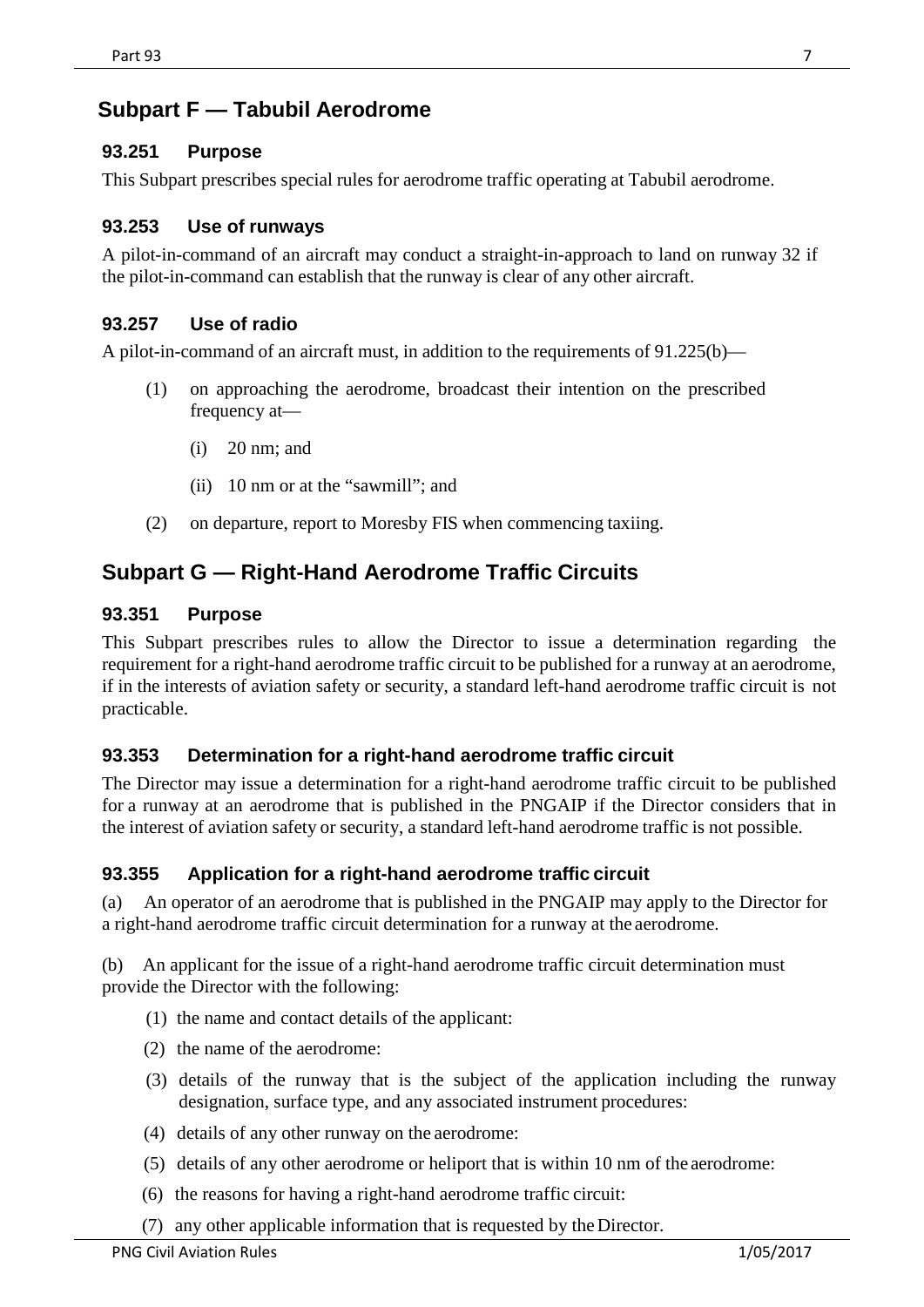## Subpart F — Tabubil Aerodrome

### 93.251 Purpose

This Subpart prescribes special rules for aerodrome traffic operating at Tabubil aerodrome.

### 93.253 Use of runways

A pilot-in-command of an aircraft may conduct a straight-in-approach to land on runway 32 if the pilot-in-command can establish that the runway is clear of any other aircraft.

### 93.257 Use of radio

A pilot-in-command of an aircraft must, in addition to the requirements of 91.225(b)—

(1) on approaching the aerodrome, broadcast their intention on the prescribed frequency at—

(i) 20 nm; and

(ii) 10 nm or at the "sawmill"; and

(2) on departure, report to Moresby FIS when commencing taxiing.

## Subpart G — Right-Hand Aerodrome Traffic Circuits

### 93.351 Purpose

This Subpart prescribes rules to allow the Director to issue a determination regarding the requirement for a right-hand aerodrome traffic circuit to be published for a runway at an aerodrome, if in the interests of aviation safety or security, a standard left-hand aerodrome traffic circuit is not practicable.

### 93.353 Determination for a right-hand aerodrome traffic circuit

The Director may issue a determination for a right-hand aerodrome traffic circuit to be published for a runway at an aerodrome that is published in the PNGAIP if the Director considers that in the interest of aviation safety or security, a standard left-hand aerodrome traffic is not possible.

### 93.355 Application for a right-hand aerodrome traffic circuit

(a) An operator of an aerodrome that is published in the PNGAIP may apply to the Director for a right-hand aerodrome traffic circuit determination for a runway at the aerodrome.

(b) An applicant for the issue of a right-hand aerodrome traffic circuit determination must provide the Director with the following:

(1) the name and contact details of the applicant:

(2) the name of the aerodrome:

(3) details of the runway that is the subject of the application including the runway designation, surface type, and any associated instrument procedures:

(4) details of any other runway on the aerodrome:

(5) details of any other aerodrome or heliport that is within 10 nm of the aerodrome:

(6) the reasons for having a right-hand aerodrome traffic circuit:

(7) any other applicable information that is requested by the Director.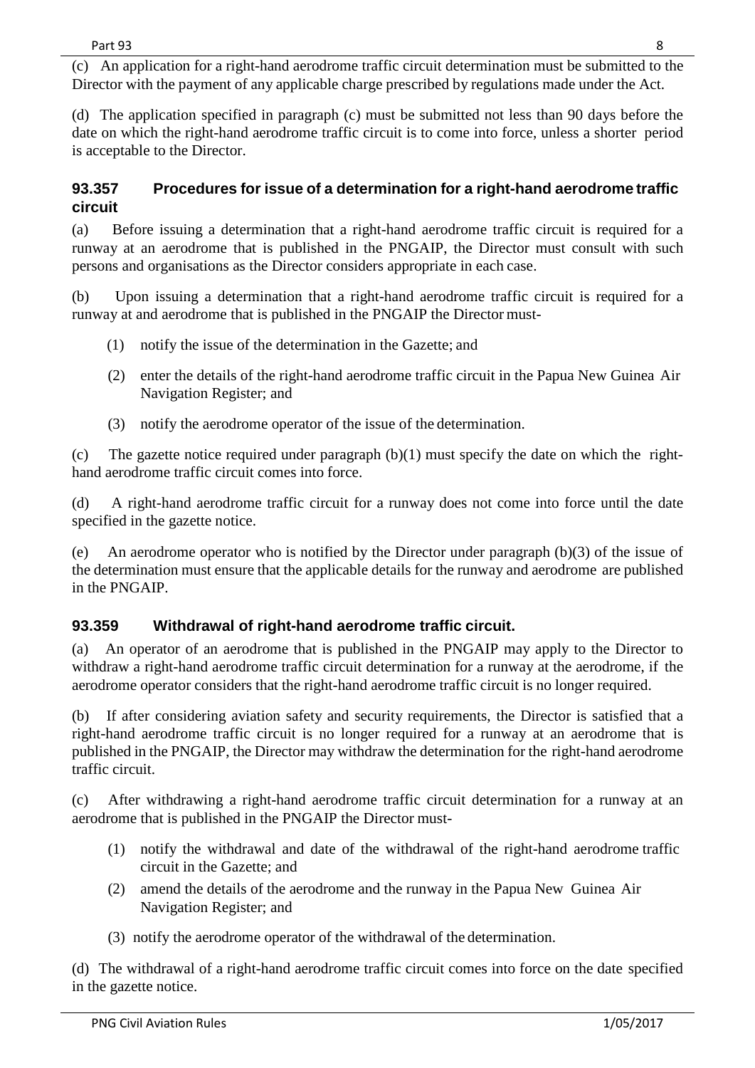(c) An application for a right-hand aerodrome traffic circuit determination must be submitted to the Director with the payment of any applicable charge prescribed by regulations made under the Act.

(d) The application specified in paragraph (c) must be submitted not less than 90 days before the date on which the right-hand aerodrome traffic circuit is to come into force, unless a shorter period is acceptable to the Director.

### 93.357 Procedures for issue of a determination for a right-hand aerodrome traffic circuit

(a) Before issuing a determination that a right-hand aerodrome traffic circuit is required for a runway at an aerodrome that is published in the PNGAIP, the Director must consult with such persons and organisations as the Director considers appropriate in each case.

(b) Upon issuing a determination that a right-hand aerodrome traffic circuit is required for a runway at and aerodrome that is published in the PNGAIP the Director must-

(1) notify the issue of the determination in the Gazette; and

(2) enter the details of the right-hand aerodrome traffic circuit in the Papua New Guinea Air Navigation Register; and

(3) notify the aerodrome operator of the issue of the determination.

(c) The gazette notice required under paragraph (b)(1) must specify the date on which the right-hand aerodrome traffic circuit comes into force.

(d) A right-hand aerodrome traffic circuit for a runway does not come into force until the date specified in the gazette notice.

(e) An aerodrome operator who is notified by the Director under paragraph (b)(3) of the issue of the determination must ensure that the applicable details for the runway and aerodrome are published in the PNGAIP.

### 93.359 Withdrawal of right-hand aerodrome traffic circuit.

(a) An operator of an aerodrome that is published in the PNGAIP may apply to the Director to withdraw a right-hand aerodrome traffic circuit determination for a runway at the aerodrome, if the aerodrome operator considers that the right-hand aerodrome traffic circuit is no longer required.

(b) If after considering aviation safety and security requirements, the Director is satisfied that a right-hand aerodrome traffic circuit is no longer required for a runway at an aerodrome that is published in the PNGAIP, the Director may withdraw the determination for the right-hand aerodrome traffic circuit.

(c) After withdrawing a right-hand aerodrome traffic circuit determination for a runway at an aerodrome that is published in the PNGAIP the Director must-

(1) notify the withdrawal and date of the withdrawal of the right-hand aerodrome traffic circuit in the Gazette; and

(2) amend the details of the aerodrome and the runway in the Papua New Guinea Air Navigation Register; and

(3) notify the aerodrome operator of the withdrawal of the determination.

(d) The withdrawal of a right-hand aerodrome traffic circuit comes into force on the date specified in the gazette notice.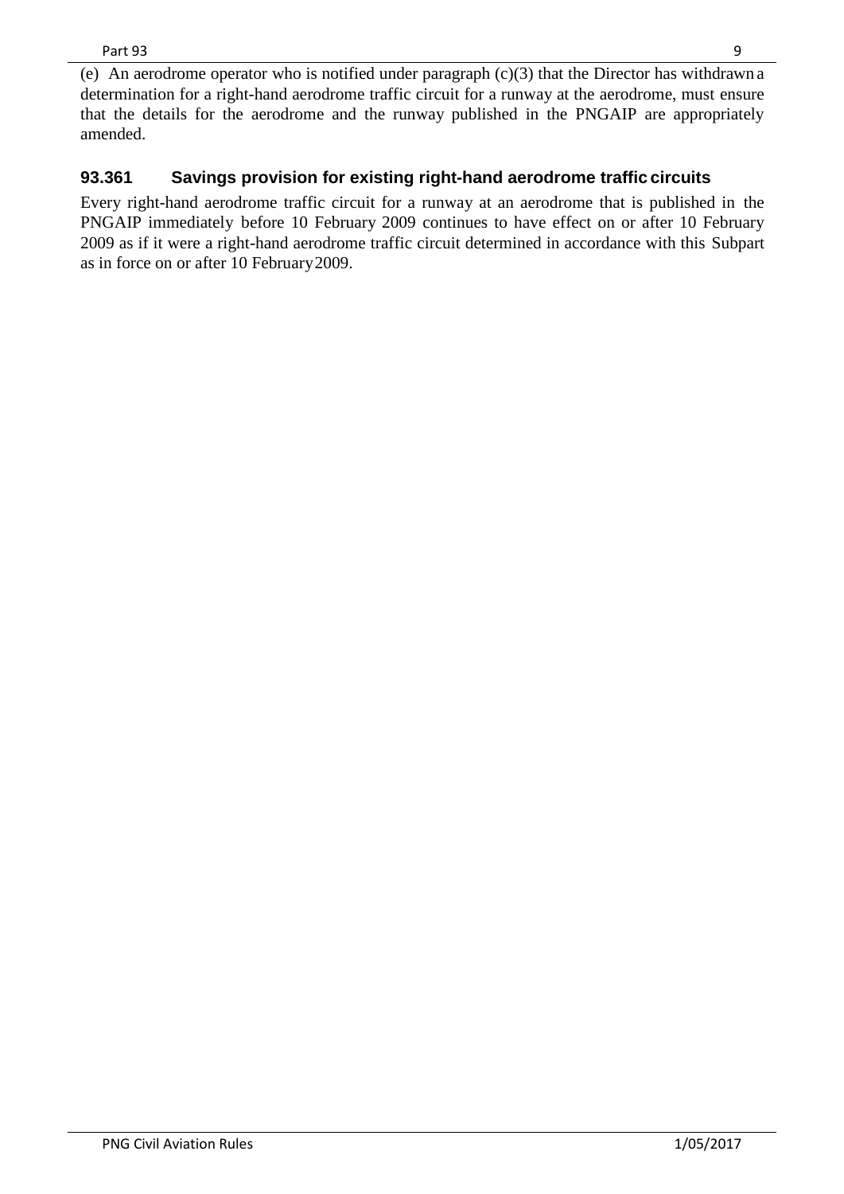(e) An aerodrome operator who is notified under paragraph (c)(3) that the Director has withdrawn a determination for a right-hand aerodrome traffic circuit for a runway at the aerodrome, must ensure that the details for the aerodrome and the runway published in the PNGAIP are appropriately amended.

### 93.361 Savings provision for existing right-hand aerodrome traffic circuits

Every right-hand aerodrome traffic circuit for a runway at an aerodrome that is published in the PNGAIP immediately before 10 February 2009 continues to have effect on or after 10 February 2009 as if it were a right-hand aerodrome traffic circuit determined in accordance with this Subpart as in force on or after 10 February 2009.